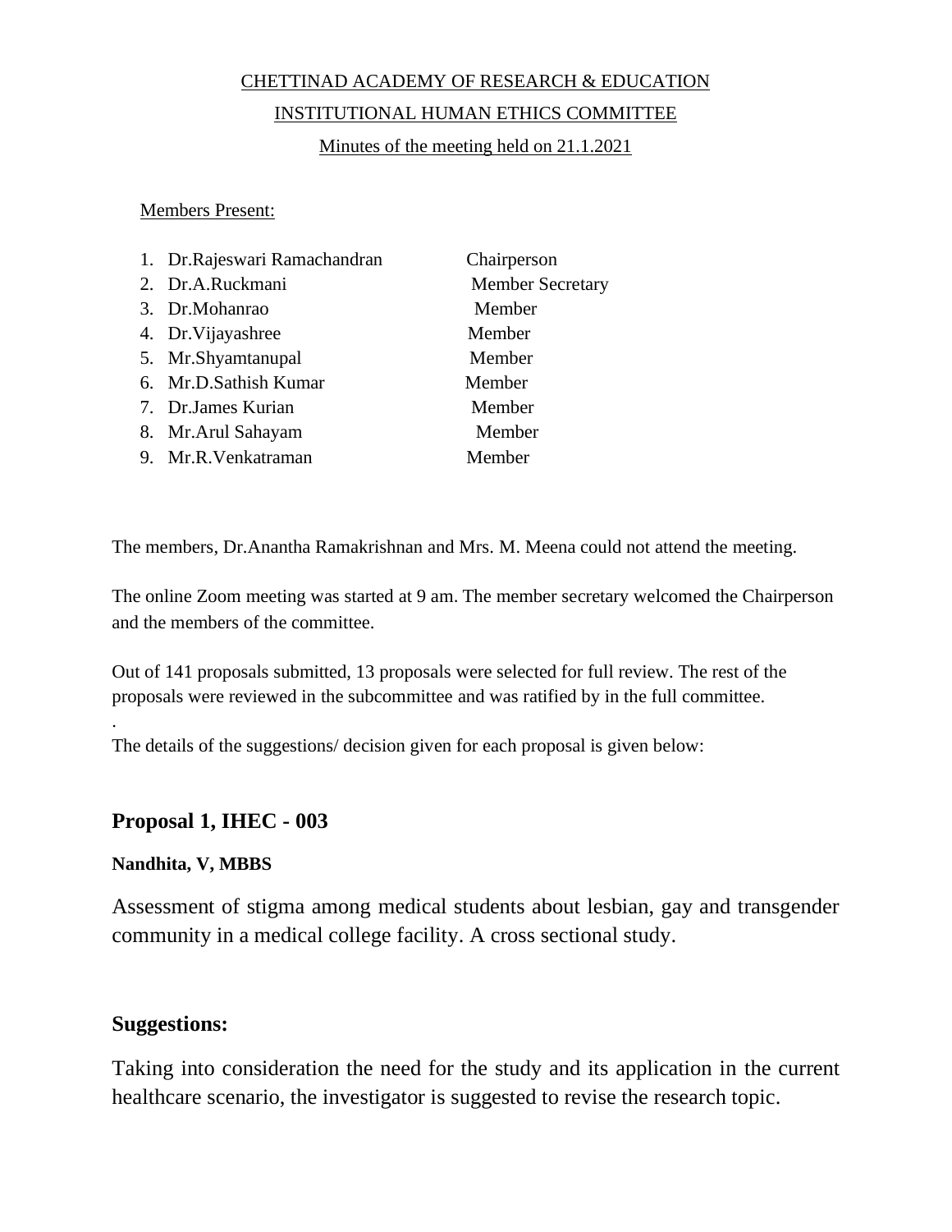CHETTINAD ACADEMY OF RESEARCH & EDUCATION

INSTITUTIONAL HUMAN ETHICS COMMITTEE

Minutes of the meeting held on 21.1.2021

Members Present:

| | Name | Role |
|---|---|---|
| 1. | Dr.Rajeswari Ramachandran | Chairperson |
| 2. | Dr.A.Ruckmani | Member Secretary |
| 3. | Dr.Mohanrao | Member |
| 4. | Dr.Vijayashree | Member |
| 5. | Mr.Shyamtanupal | Member |
| 6. | Mr.D.Sathish Kumar | Member |
| 7. | Dr.James Kurian | Member |
| 8. | Mr.Arul Sahayam | Member |
| 9. | Mr.R.Venkatraman | Member |

The members, Dr.Anantha Ramakrishnan and Mrs. M. Meena could not attend the meeting.

The online Zoom meeting was started at 9 am. The member secretary welcomed the Chairperson and the members of the committee.

Out of 141 proposals submitted, 13 proposals were selected for full review. The rest of the proposals were reviewed in the subcommittee and was ratified by in the full committee.

.

The details of the suggestions/ decision given for each proposal is given below:

## Proposal 1, IHEC - 003

**Nandhita, V, MBBS**

Assessment of stigma among medical students about lesbian, gay and transgender community in a medical college facility. A cross sectional study.

### Suggestions:

Taking into consideration the need for the study and its application in the current healthcare scenario, the investigator is suggested to revise the research topic.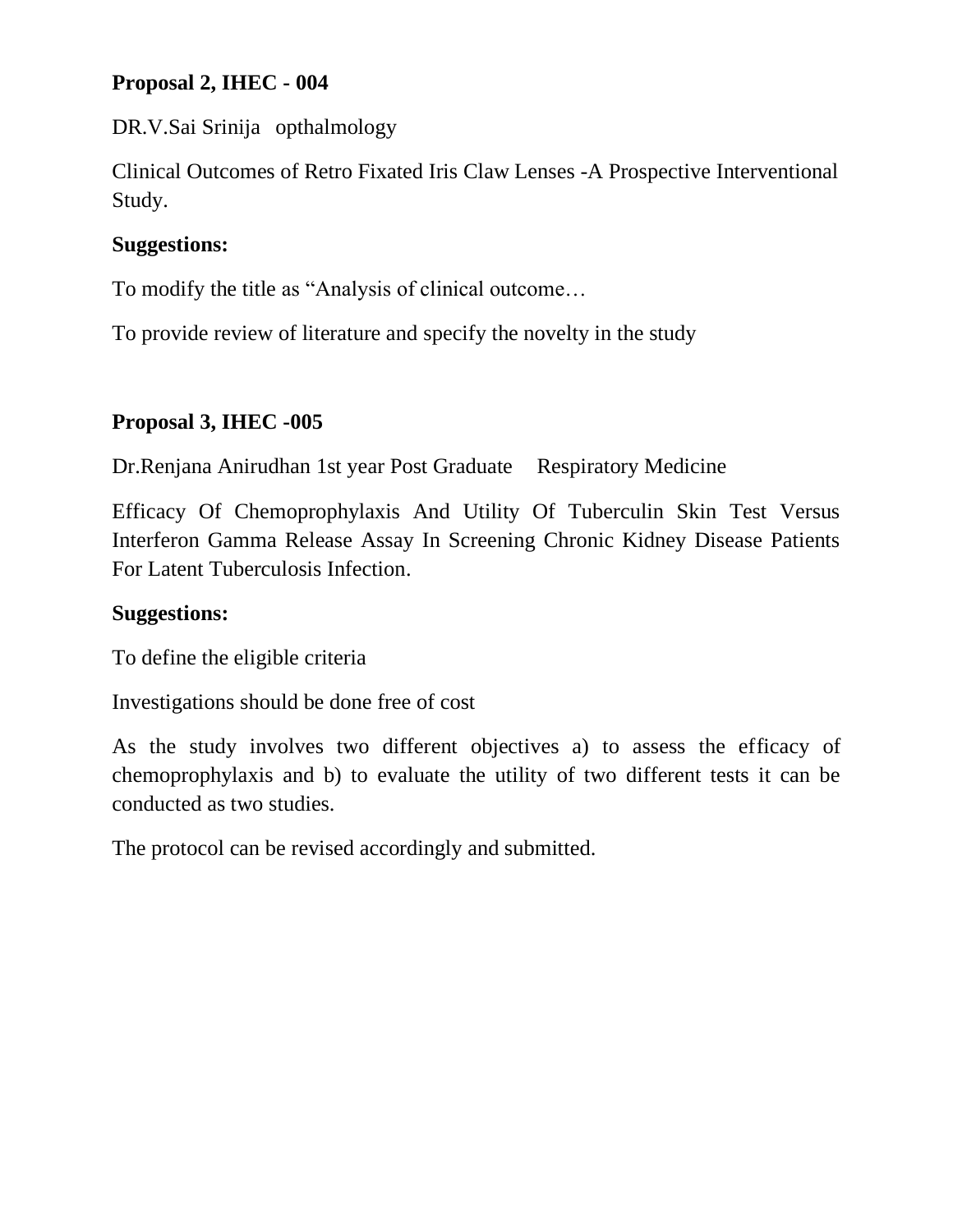**Proposal 2, IHEC - 004**

DR.V.Sai Srinija opthalmology

Clinical Outcomes of Retro Fixated Iris Claw Lenses -A Prospective Interventional Study.

**Suggestions:**

To modify the title as "Analysis of clinical outcome…

To provide review of literature and specify the novelty in the study

**Proposal 3, IHEC -005**

Dr.Renjana Anirudhan 1st year Post Graduate Respiratory Medicine

Efficacy Of Chemoprophylaxis And Utility Of Tuberculin Skin Test Versus Interferon Gamma Release Assay In Screening Chronic Kidney Disease Patients For Latent Tuberculosis Infection.

**Suggestions:**

To define the eligible criteria

Investigations should be done free of cost

As the study involves two different objectives a) to assess the efficacy of chemoprophylaxis and b) to evaluate the utility of two different tests it can be conducted as two studies.

The protocol can be revised accordingly and submitted.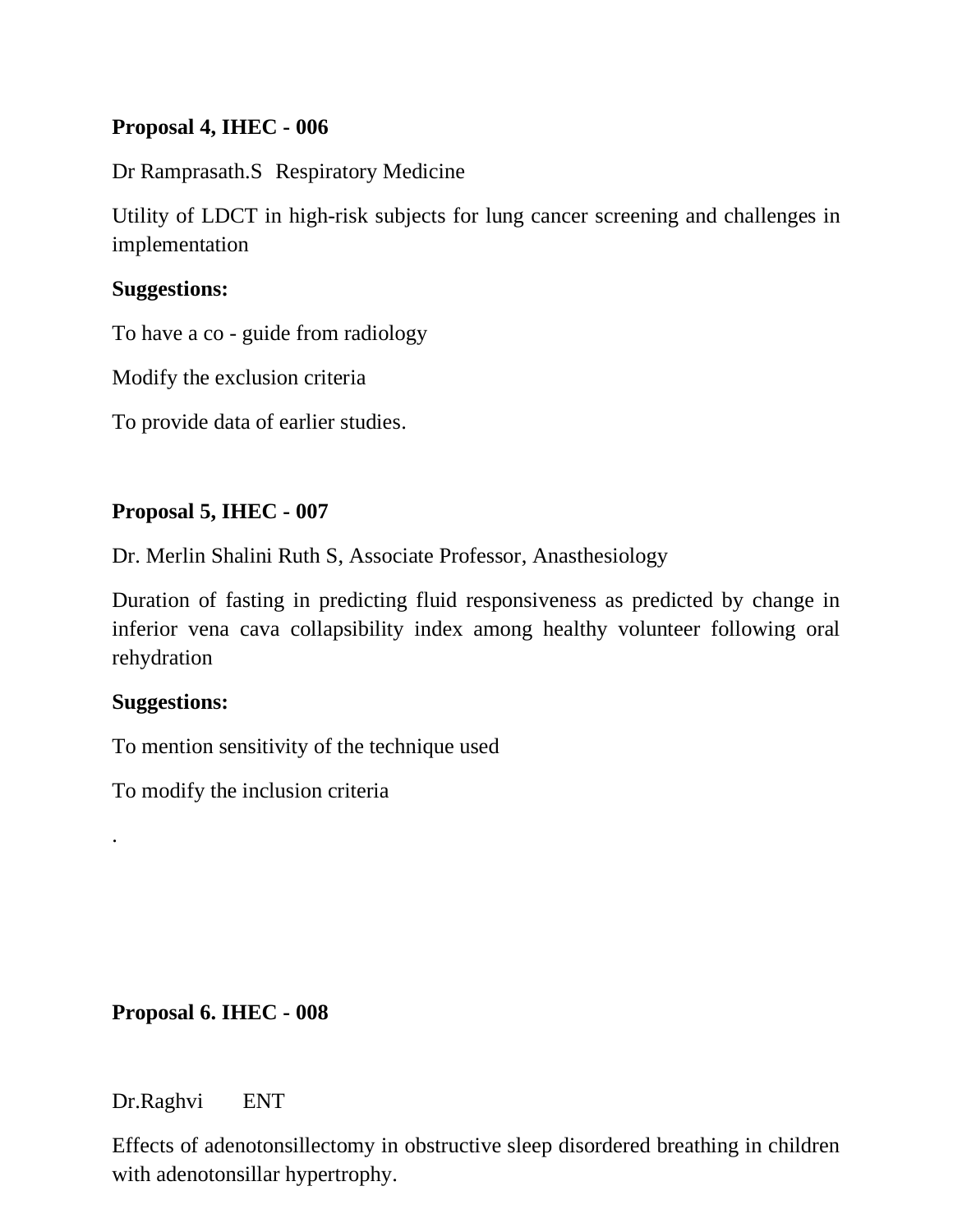**Proposal 4, IHEC - 006**

Dr Ramprasath.S Respiratory Medicine

Utility of LDCT in high-risk subjects for lung cancer screening and challenges in implementation

**Suggestions:**

To have a co - guide from radiology

Modify the exclusion criteria

To provide data of earlier studies.

**Proposal 5, IHEC - 007**

Dr. Merlin Shalini Ruth S, Associate Professor, Anasthesiology

Duration of fasting in predicting fluid responsiveness as predicted by change in inferior vena cava collapsibility index among healthy volunteer following oral rehydration

**Suggestions:**

To mention sensitivity of the technique used

To modify the inclusion criteria

.

**Proposal 6. IHEC - 008**

Dr.Raghvi ENT

Effects of adenotonsillectomy in obstructive sleep disordered breathing in children with adenotonsillar hypertrophy.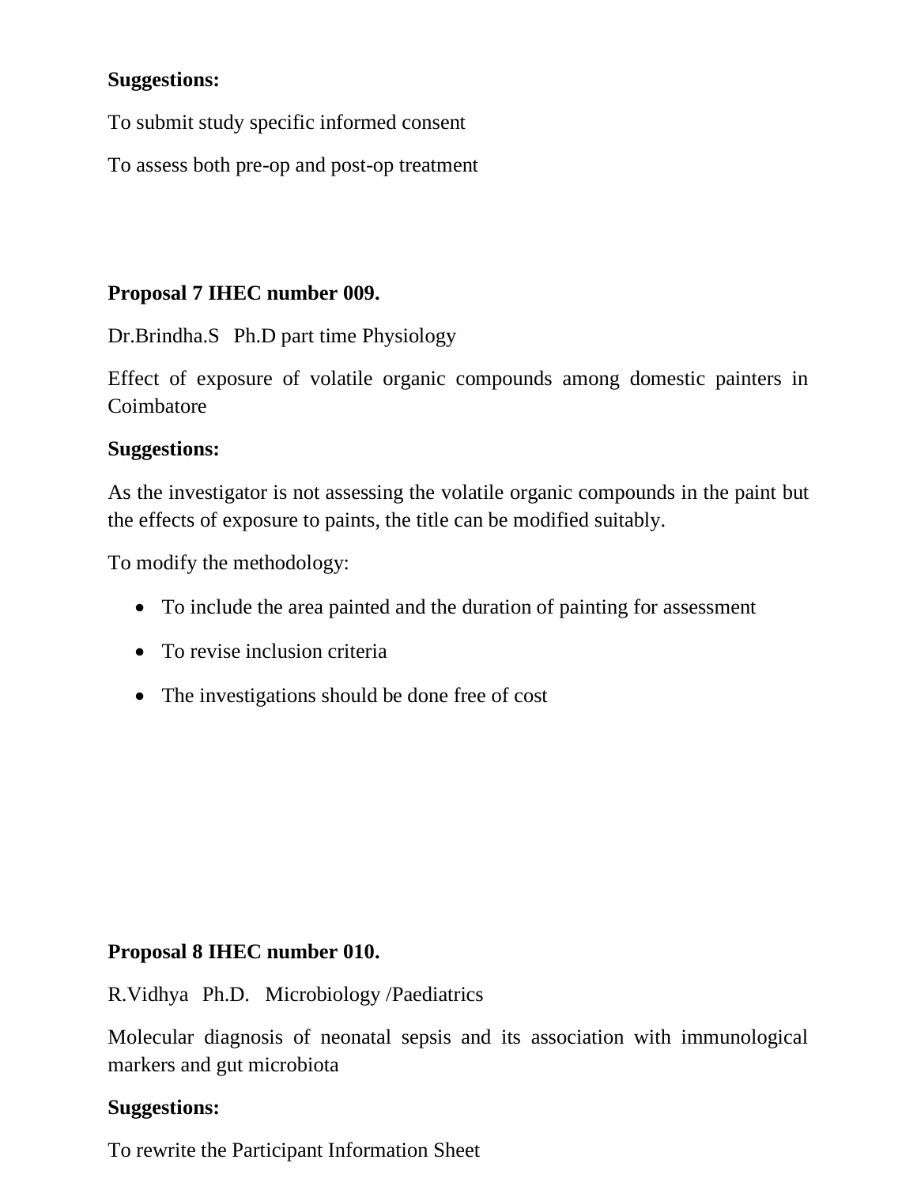**Suggestions:**

To submit study specific informed consent

To assess both pre-op and post-op treatment

**Proposal 7 IHEC number 009.**

Dr.Brindha.S Ph.D part time Physiology

Effect of exposure of volatile organic compounds among domestic painters in Coimbatore

**Suggestions:**

As the investigator is not assessing the volatile organic compounds in the paint but the effects of exposure to paints, the title can be modified suitably.

To modify the methodology:

- To include the area painted and the duration of painting for assessment
- To revise inclusion criteria
- The investigations should be done free of cost

**Proposal 8 IHEC number 010.**

R.Vidhya Ph.D. Microbiology /Paediatrics

Molecular diagnosis of neonatal sepsis and its association with immunological markers and gut microbiota

**Suggestions:**

To rewrite the Participant Information Sheet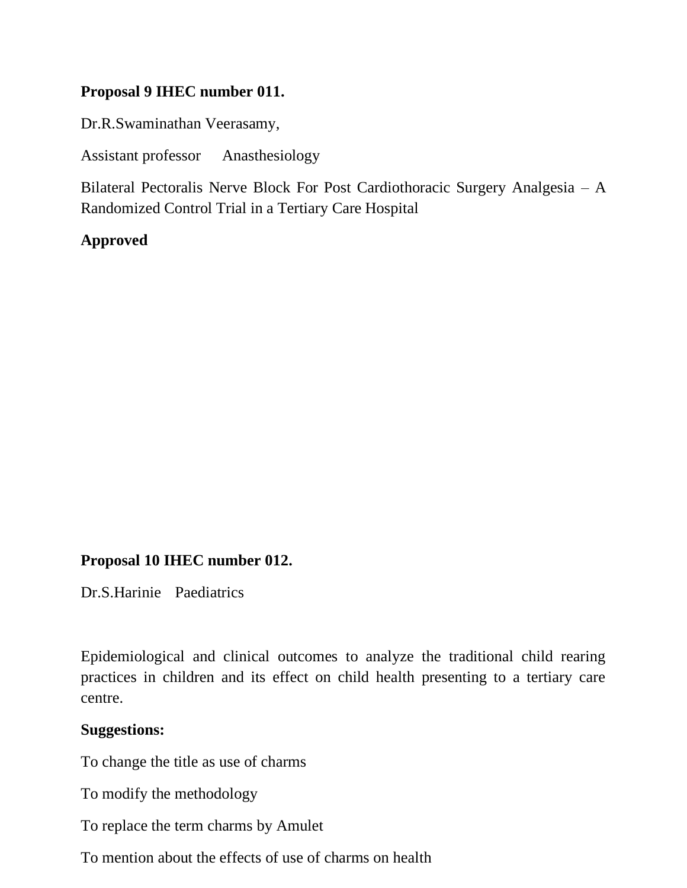**Proposal 9 IHEC number 011.**

Dr.R.Swaminathan Veerasamy,

Assistant professor Anasthesiology

Bilateral Pectoralis Nerve Block For Post Cardiothoracic Surgery Analgesia – A Randomized Control Trial in a Tertiary Care Hospital

**Approved**

**Proposal 10 IHEC number 012.**

Dr.S.Harinie Paediatrics

Epidemiological and clinical outcomes to analyze the traditional child rearing practices in children and its effect on child health presenting to a tertiary care centre.

**Suggestions:**

To change the title as use of charms

To modify the methodology

To replace the term charms by Amulet

To mention about the effects of use of charms on health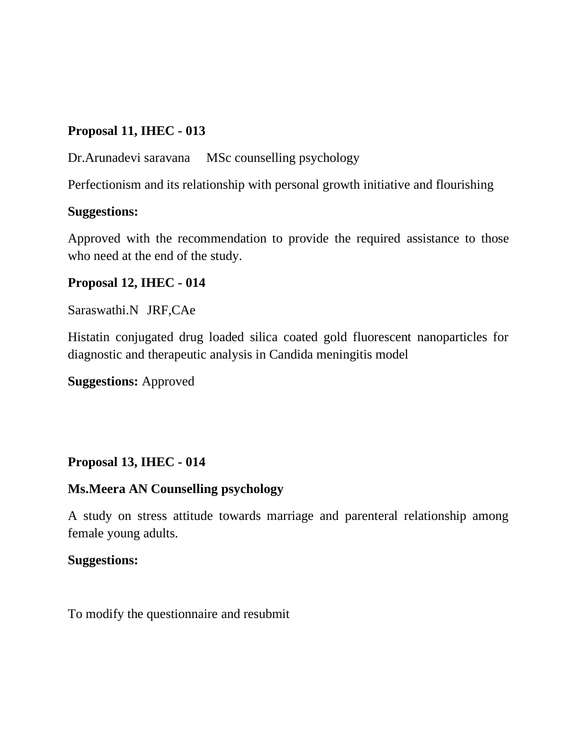**Proposal 11, IHEC - 013**

Dr.Arunadevi saravana MSc counselling psychology

Perfectionism and its relationship with personal growth initiative and flourishing

**Suggestions:**

Approved with the recommendation to provide the required assistance to those who need at the end of the study.

**Proposal 12, IHEC - 014**

Saraswathi.N JRF,CAe

Histatin conjugated drug loaded silica coated gold fluorescent nanoparticles for diagnostic and therapeutic analysis in Candida meningitis model

**Suggestions:** Approved

**Proposal 13, IHEC - 014**

**Ms.Meera AN Counselling psychology**

A study on stress attitude towards marriage and parenteral relationship among female young adults.

**Suggestions:**

To modify the questionnaire and resubmit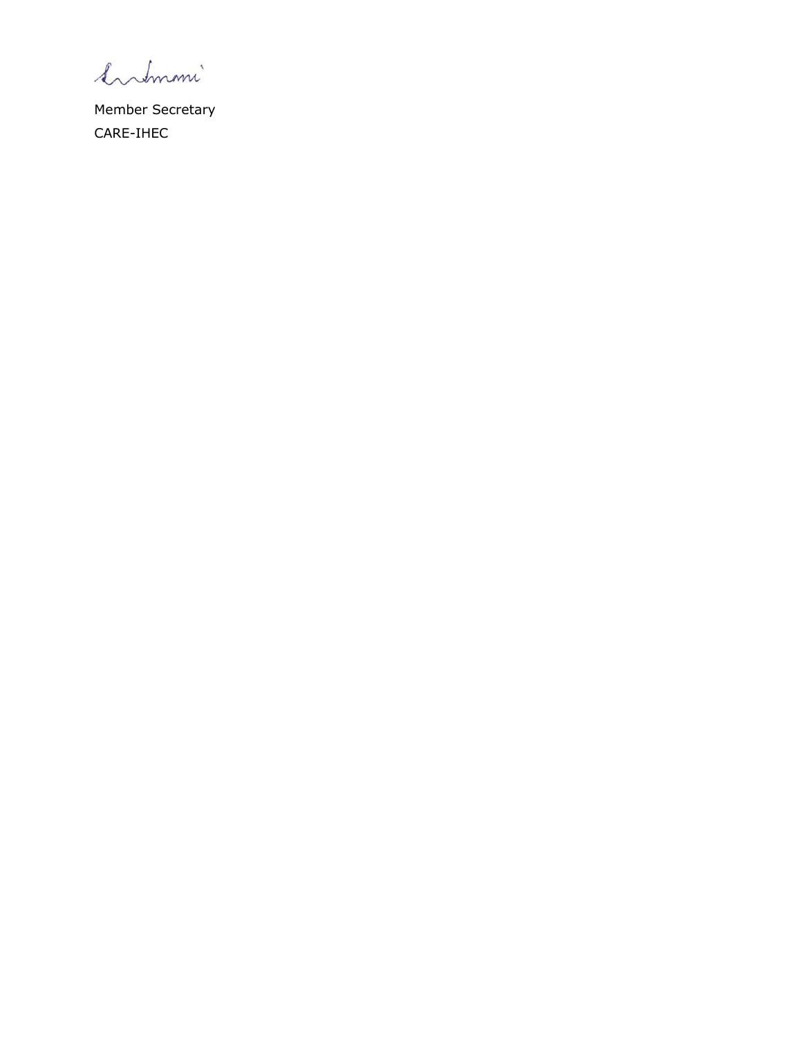Member Secretary

CARE-IHEC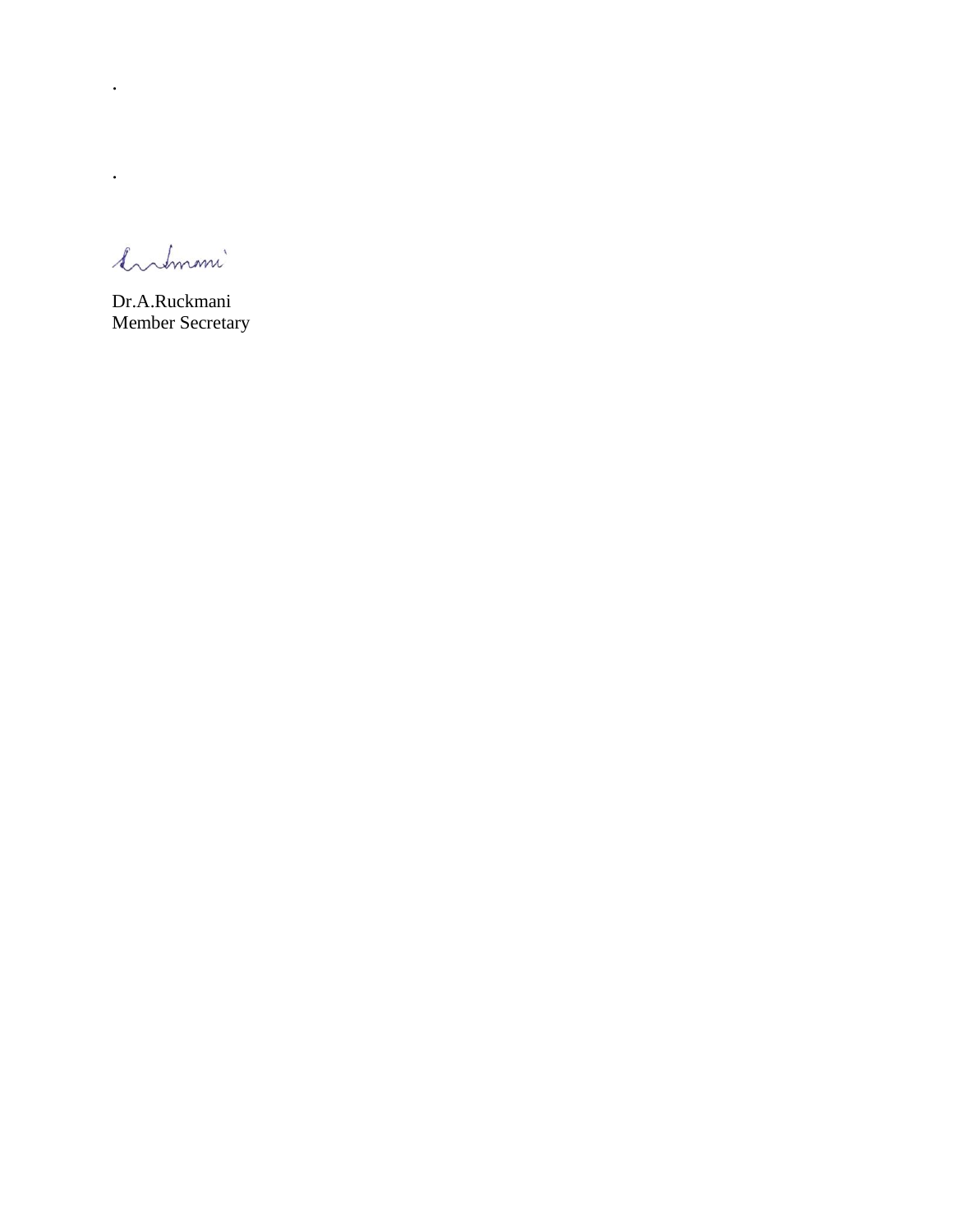.

.

Dr.A.Ruckmani  
Member Secretary